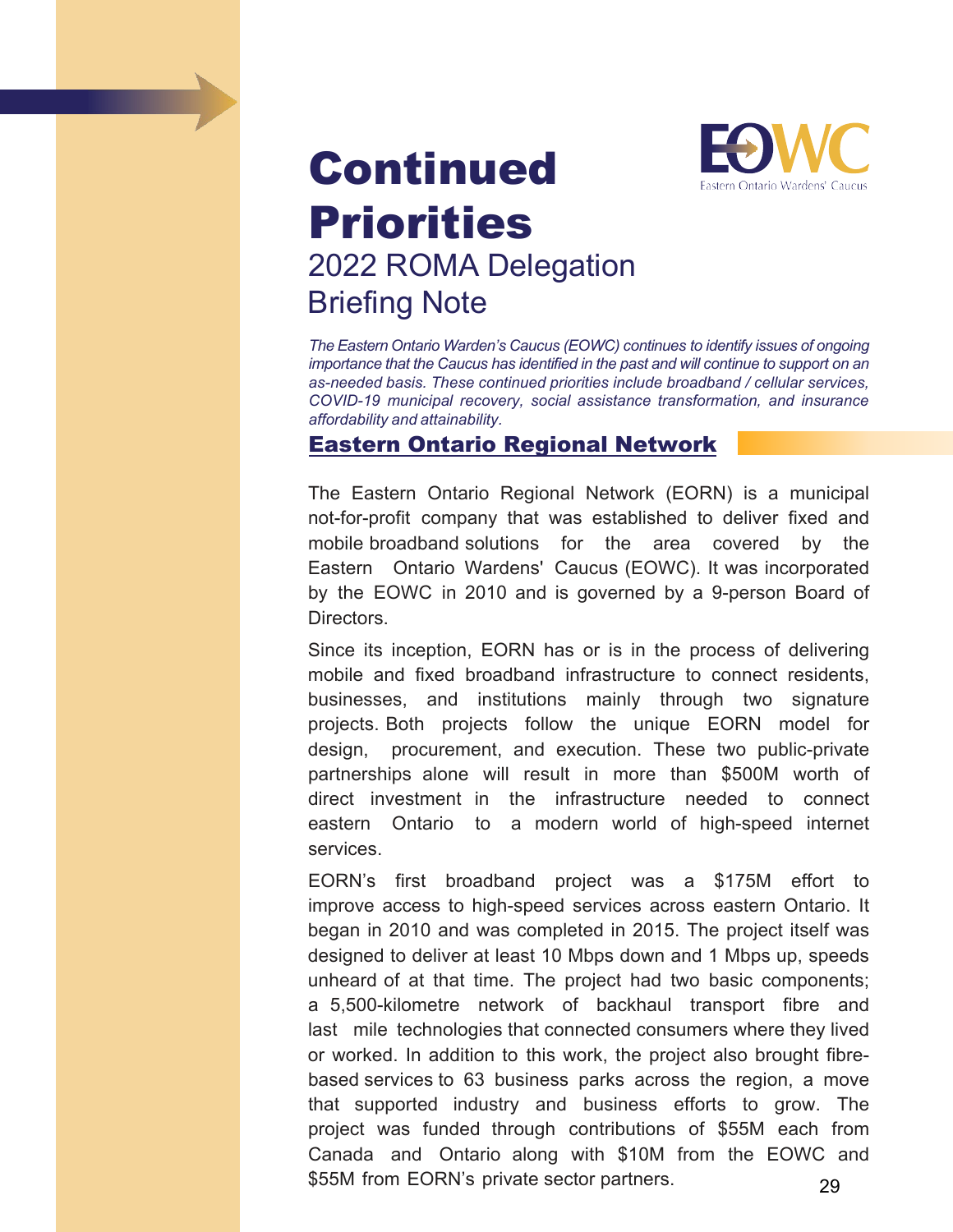# Continued Priorities

## 2022 ROMA Delegation Briefing Note

*The Eastern Ontario Warden's Caucus (EOWC) continues to identify issues of ongoing importance that the Caucus has identified in the past and will continue to support on an as-needed basis. These continued priorities include broadband / cellular services, COVID-19 municipal recovery, social assistance transformation, and insurance affordability and attainability.*

### Eastern Ontario Regional Network

The Eastern Ontario Regional Network (EORN) is a municipal not-for-profit company that was established to deliver fixed and mobile broadband solutions for the area covered by the Eastern Ontario Wardens' Caucus (EOWC). It was incorporated by the EOWC in 2010 and is governed by a 9-person Board of Directors.

Since its inception, EORN has or is in the process of delivering mobile and fixed broadband infrastructure to connect residents, businesses, and institutions mainly through two signature projects. Both projects follow the unique EORN model for design, procurement, and execution. These two public-private partnerships alone will result in more than $500M worth of direct investment in the infrastructure needed to connect eastern Ontario to a modern world of high-speed internet services.

EORN's first broadband project was a $175M effort to improve access to high-speed services across eastern Ontario. It began in 2010 and was completed in 2015. The project itself was designed to deliver at least 10 Mbps down and 1 Mbps up, speeds unheard of at that time. The project had two basic components; a 5,500-kilometre network of backhaul transport fibre and last mile technologies that connected consumers where they lived or worked. In addition to this work, the project also brought fibre-based services to 63 business parks across the region, a move that supported industry and business efforts to grow. The project was funded through contributions of $55M each from Canada and Ontario along with $10M from the EOWC and $55M from EORN's private sector partners.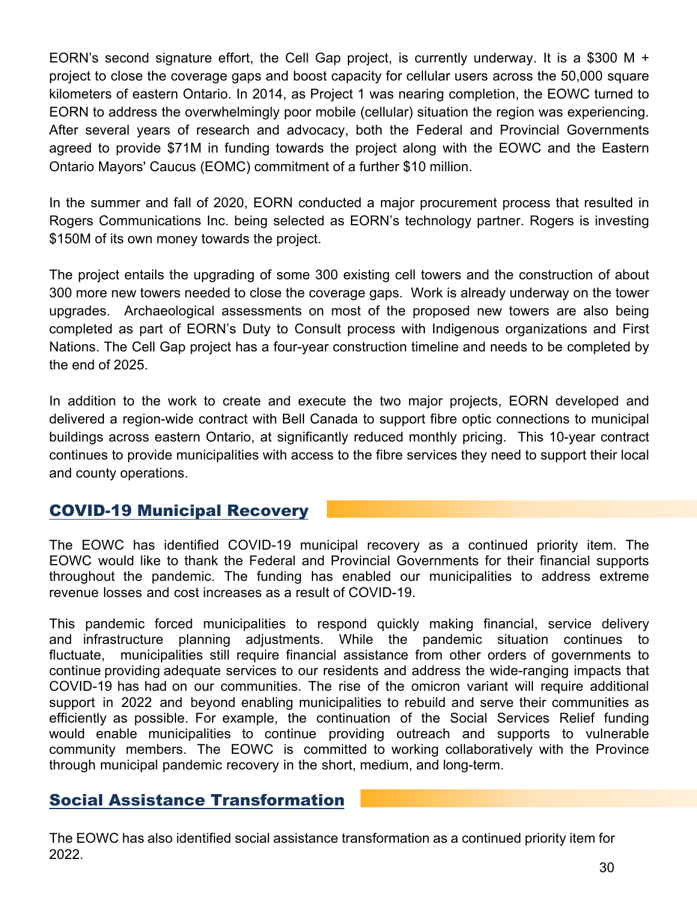EORN's second signature effort, the Cell Gap project, is currently underway. It is a $300 M + project to close the coverage gaps and boost capacity for cellular users across the 50,000 square kilometers of eastern Ontario. In 2014, as Project 1 was nearing completion, the EOWC turned to EORN to address the overwhelmingly poor mobile (cellular) situation the region was experiencing. After several years of research and advocacy, both the Federal and Provincial Governments agreed to provide $71M in funding towards the project along with the EOWC and the Eastern Ontario Mayors' Caucus (EOMC) commitment of a further $10 million.

In the summer and fall of 2020, EORN conducted a major procurement process that resulted in Rogers Communications Inc. being selected as EORN's technology partner. Rogers is investing $150M of its own money towards the project.

The project entails the upgrading of some 300 existing cell towers and the construction of about 300 more new towers needed to close the coverage gaps. Work is already underway on the tower upgrades. Archaeological assessments on most of the proposed new towers are also being completed as part of EORN's Duty to Consult process with Indigenous organizations and First Nations. The Cell Gap project has a four-year construction timeline and needs to be completed by the end of 2025.

In addition to the work to create and execute the two major projects, EORN developed and delivered a region-wide contract with Bell Canada to support fibre optic connections to municipal buildings across eastern Ontario, at significantly reduced monthly pricing. This 10-year contract continues to provide municipalities with access to the fibre services they need to support their local and county operations.

## COVID-19 Municipal Recovery

The EOWC has identified COVID-19 municipal recovery as a continued priority item. The EOWC would like to thank the Federal and Provincial Governments for their financial supports throughout the pandemic. The funding has enabled our municipalities to address extreme revenue losses and cost increases as a result of COVID-19.

This pandemic forced municipalities to respond quickly making financial, service delivery and infrastructure planning adjustments. While the pandemic situation continues to fluctuate, municipalities still require financial assistance from other orders of governments to continue providing adequate services to our residents and address the wide-ranging impacts that COVID-19 has had on our communities. The rise of the omicron variant will require additional support in 2022 and beyond enabling municipalities to rebuild and serve their communities as efficiently as possible. For example, the continuation of the Social Services Relief funding would enable municipalities to continue providing outreach and supports to vulnerable community members. The EOWC is committed to working collaboratively with the Province through municipal pandemic recovery in the short, medium, and long-term.

## Social Assistance Transformation

The EOWC has also identified social assistance transformation as a continued priority item for 2022.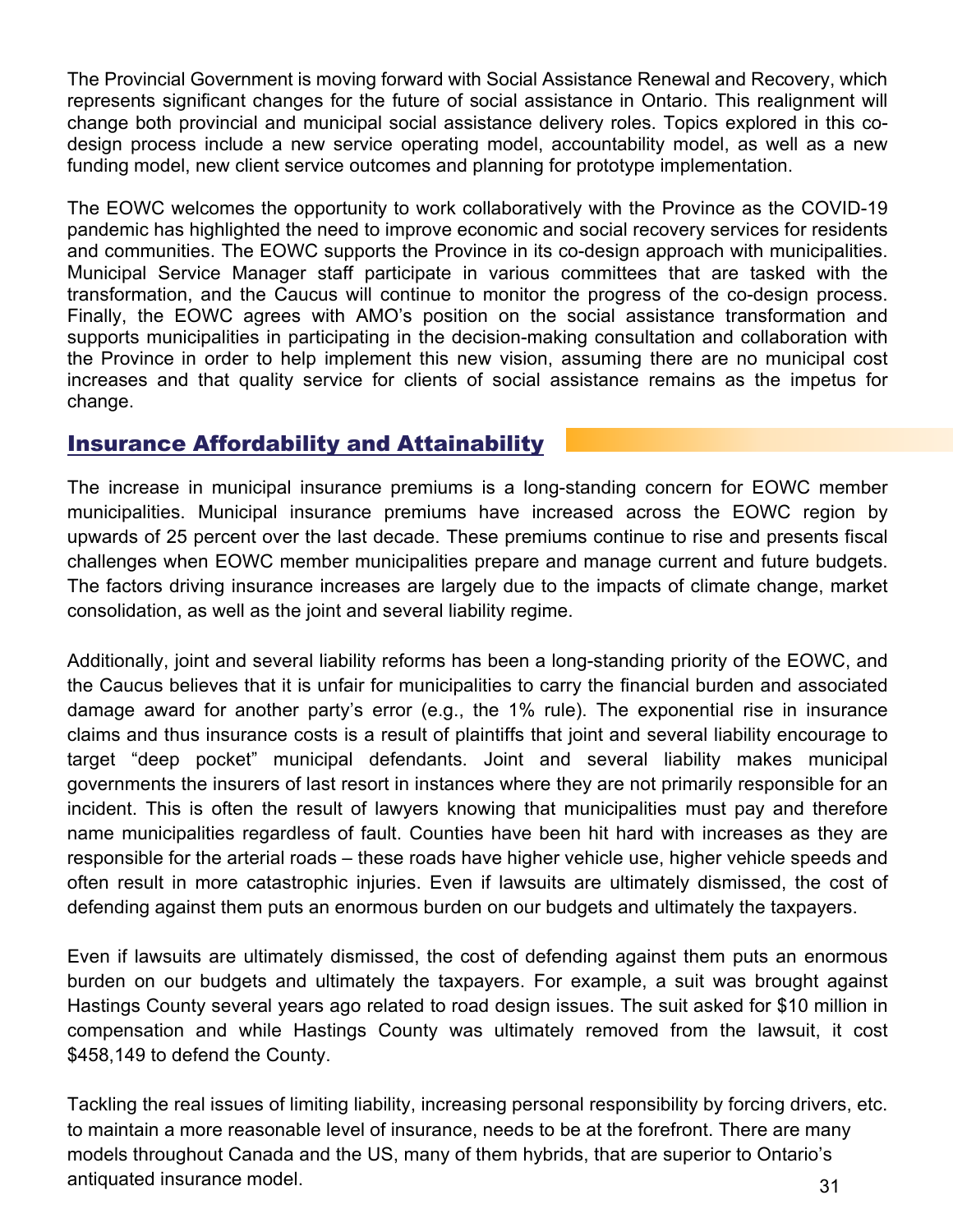The Provincial Government is moving forward with Social Assistance Renewal and Recovery, which represents significant changes for the future of social assistance in Ontario. This realignment will change both provincial and municipal social assistance delivery roles. Topics explored in this co-design process include a new service operating model, accountability model, as well as a new funding model, new client service outcomes and planning for prototype implementation.

The EOWC welcomes the opportunity to work collaboratively with the Province as the COVID-19 pandemic has highlighted the need to improve economic and social recovery services for residents and communities. The EOWC supports the Province in its co-design approach with municipalities. Municipal Service Manager staff participate in various committees that are tasked with the transformation, and the Caucus will continue to monitor the progress of the co-design process. Finally, the EOWC agrees with AMO's position on the social assistance transformation and supports municipalities in participating in the decision-making consultation and collaboration with the Province in order to help implement this new vision, assuming there are no municipal cost increases and that quality service for clients of social assistance remains as the impetus for change.

## Insurance Affordability and Attainability

The increase in municipal insurance premiums is a long-standing concern for EOWC member municipalities. Municipal insurance premiums have increased across the EOWC region by upwards of 25 percent over the last decade. These premiums continue to rise and presents fiscal challenges when EOWC member municipalities prepare and manage current and future budgets. The factors driving insurance increases are largely due to the impacts of climate change, market consolidation, as well as the joint and several liability regime.

Additionally, joint and several liability reforms has been a long-standing priority of the EOWC, and the Caucus believes that it is unfair for municipalities to carry the financial burden and associated damage award for another party's error (e.g., the 1% rule). The exponential rise in insurance claims and thus insurance costs is a result of plaintiffs that joint and several liability encourage to target "deep pocket" municipal defendants. Joint and several liability makes municipal governments the insurers of last resort in instances where they are not primarily responsible for an incident. This is often the result of lawyers knowing that municipalities must pay and therefore name municipalities regardless of fault. Counties have been hit hard with increases as they are responsible for the arterial roads – these roads have higher vehicle use, higher vehicle speeds and often result in more catastrophic injuries. Even if lawsuits are ultimately dismissed, the cost of defending against them puts an enormous burden on our budgets and ultimately the taxpayers.

Even if lawsuits are ultimately dismissed, the cost of defending against them puts an enormous burden on our budgets and ultimately the taxpayers. For example, a suit was brought against Hastings County several years ago related to road design issues. The suit asked for $10 million in compensation and while Hastings County was ultimately removed from the lawsuit, it cost $458,149 to defend the County.

Tackling the real issues of limiting liability, increasing personal responsibility by forcing drivers, etc. to maintain a more reasonable level of insurance, needs to be at the forefront. There are many models throughout Canada and the US, many of them hybrids, that are superior to Ontario's antiquated insurance model.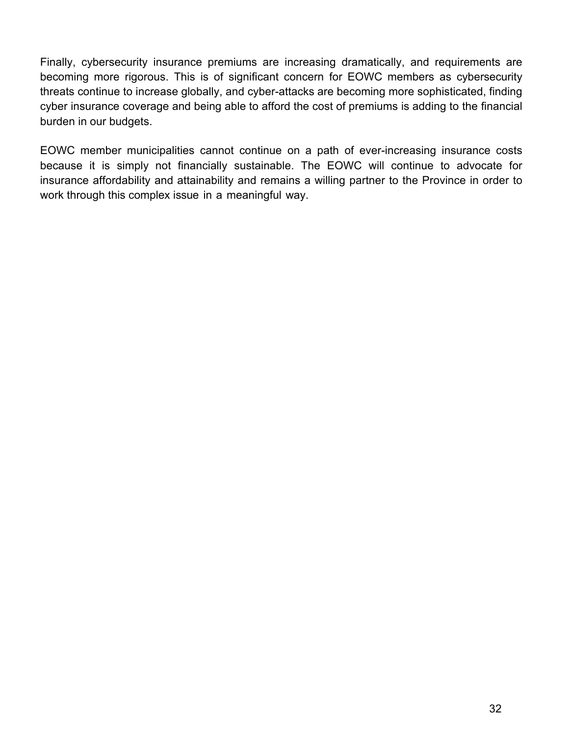Finally, cybersecurity insurance premiums are increasing dramatically, and requirements are becoming more rigorous. This is of significant concern for EOWC members as cybersecurity threats continue to increase globally, and cyber-attacks are becoming more sophisticated, finding cyber insurance coverage and being able to afford the cost of premiums is adding to the financial burden in our budgets.

EOWC member municipalities cannot continue on a path of ever-increasing insurance costs because it is simply not financially sustainable. The EOWC will continue to advocate for insurance affordability and attainability and remains a willing partner to the Province in order to work through this complex issue in a meaningful way.